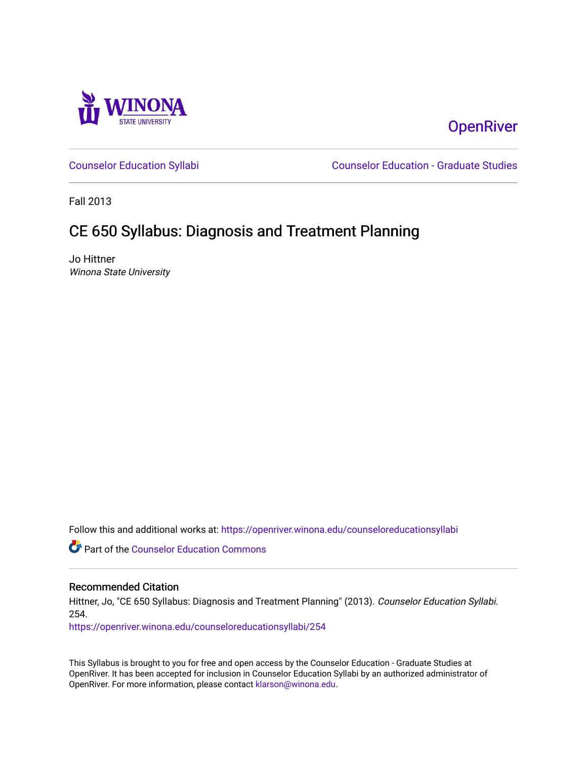OpenRiver

Counselor Education Syllabi | Counselor Education - Graduate Studies

Fall 2013

# CE 650 Syllabus: Diagnosis and Treatment Planning

Jo Hittner
*Winona State University*

Follow this and additional works at: https://openriver.winona.edu/counseloreducationsyllabi

Part of the Counselor Education Commons

## Recommended Citation

Hittner, Jo, "CE 650 Syllabus: Diagnosis and Treatment Planning" (2013). *Counselor Education Syllabi*. 254.
https://openriver.winona.edu/counseloreducationsyllabi/254

This Syllabus is brought to you for free and open access by the Counselor Education - Graduate Studies at OpenRiver. It has been accepted for inclusion in Counselor Education Syllabi by an authorized administrator of OpenRiver. For more information, please contact klarson@winona.edu.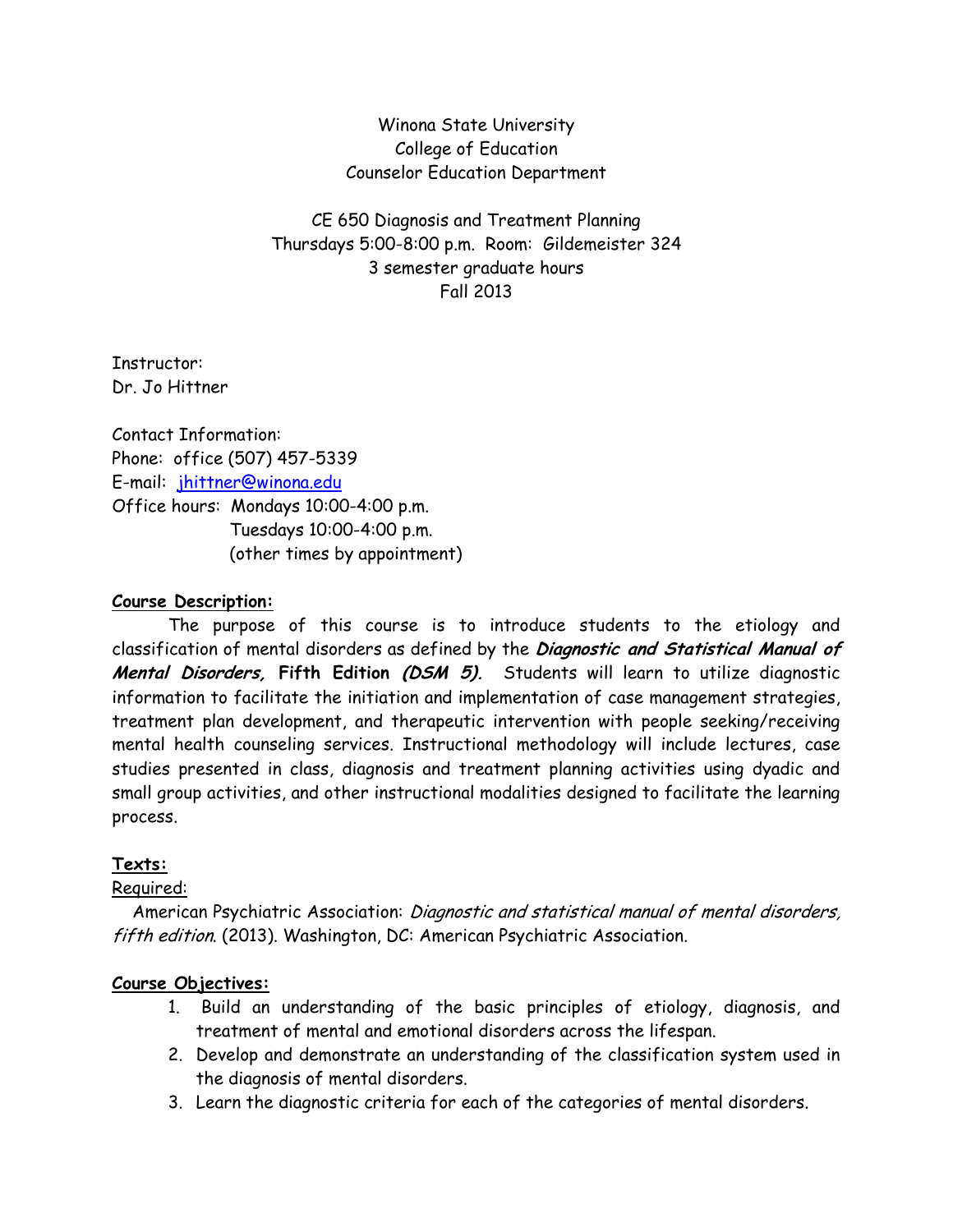Winona State University
College of Education
Counselor Education Department

CE 650 Diagnosis and Treatment Planning
Thursdays 5:00-8:00 p.m. Room: Gildemeister 324
3 semester graduate hours
Fall 2013

Instructor:
Dr. Jo Hittner

Contact Information:
Phone: office (507) 457-5339
E-mail: jhittner@winona.edu
Office hours: Mondays 10:00-4:00 p.m.
Tuesdays 10:00-4:00 p.m.
(other times by appointment)

**Course Description:**

The purpose of this course is to introduce students to the etiology and classification of mental disorders as defined by the ***Diagnostic and Statistical Manual of Mental Disorders,*** **Fifth Edition *(DSM 5).*** Students will learn to utilize diagnostic information to facilitate the initiation and implementation of case management strategies, treatment plan development, and therapeutic intervention with people seeking/receiving mental health counseling services. Instructional methodology will include lectures, case studies presented in class, diagnosis and treatment planning activities using dyadic and small group activities, and other instructional modalities designed to facilitate the learning process.

**Texts:**

Required:

American Psychiatric Association: *Diagnostic and statistical manual of mental disorders, fifth edition*. (2013). Washington, DC: American Psychiatric Association.

**Course Objectives:**

1. Build an understanding of the basic principles of etiology, diagnosis, and treatment of mental and emotional disorders across the lifespan.
2. Develop and demonstrate an understanding of the classification system used in the diagnosis of mental disorders.
3. Learn the diagnostic criteria for each of the categories of mental disorders.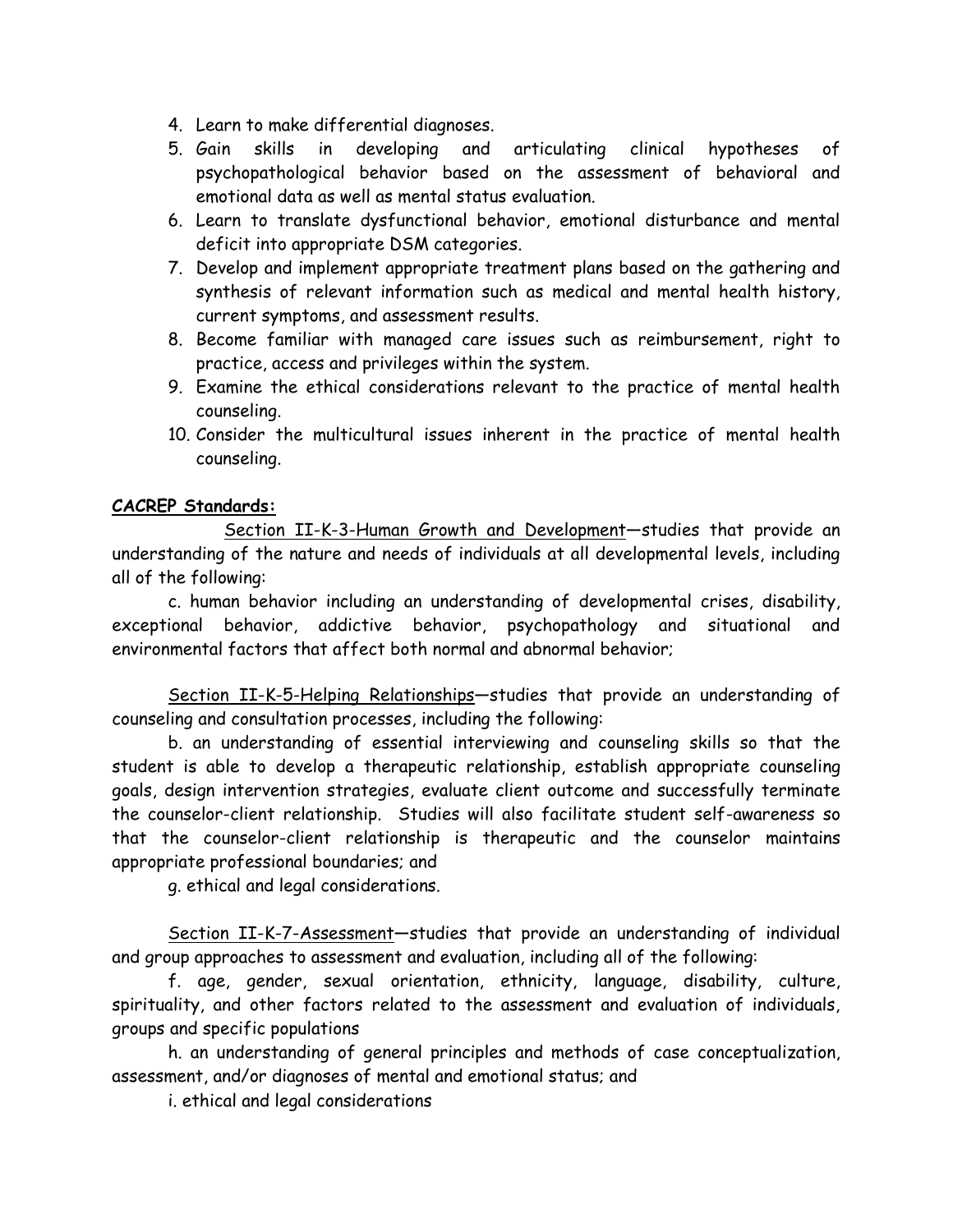4. Learn to make differential diagnoses.
5. Gain skills in developing and articulating clinical hypotheses of psychopathological behavior based on the assessment of behavioral and emotional data as well as mental status evaluation.
6. Learn to translate dysfunctional behavior, emotional disturbance and mental deficit into appropriate DSM categories.
7. Develop and implement appropriate treatment plans based on the gathering and synthesis of relevant information such as medical and mental health history, current symptoms, and assessment results.
8. Become familiar with managed care issues such as reimbursement, right to practice, access and privileges within the system.
9. Examine the ethical considerations relevant to the practice of mental health counseling.
10. Consider the multicultural issues inherent in the practice of mental health counseling.

**CACREP Standards:**

<u>Section II-K-3-Human Growth and Development</u>—studies that provide an understanding of the nature and needs of individuals at all developmental levels, including all of the following:

c. human behavior including an understanding of developmental crises, disability, exceptional behavior, addictive behavior, psychopathology and situational and environmental factors that affect both normal and abnormal behavior;

<u>Section II-K-5-Helping Relationships</u>—studies that provide an understanding of counseling and consultation processes, including the following:

b. an understanding of essential interviewing and counseling skills so that the student is able to develop a therapeutic relationship, establish appropriate counseling goals, design intervention strategies, evaluate client outcome and successfully terminate the counselor-client relationship. Studies will also facilitate student self-awareness so that the counselor-client relationship is therapeutic and the counselor maintains appropriate professional boundaries; and

g. ethical and legal considerations.

<u>Section II-K-7-Assessment</u>—studies that provide an understanding of individual and group approaches to assessment and evaluation, including all of the following:

f. age, gender, sexual orientation, ethnicity, language, disability, culture, spirituality, and other factors related to the assessment and evaluation of individuals, groups and specific populations

h. an understanding of general principles and methods of case conceptualization, assessment, and/or diagnoses of mental and emotional status; and

i. ethical and legal considerations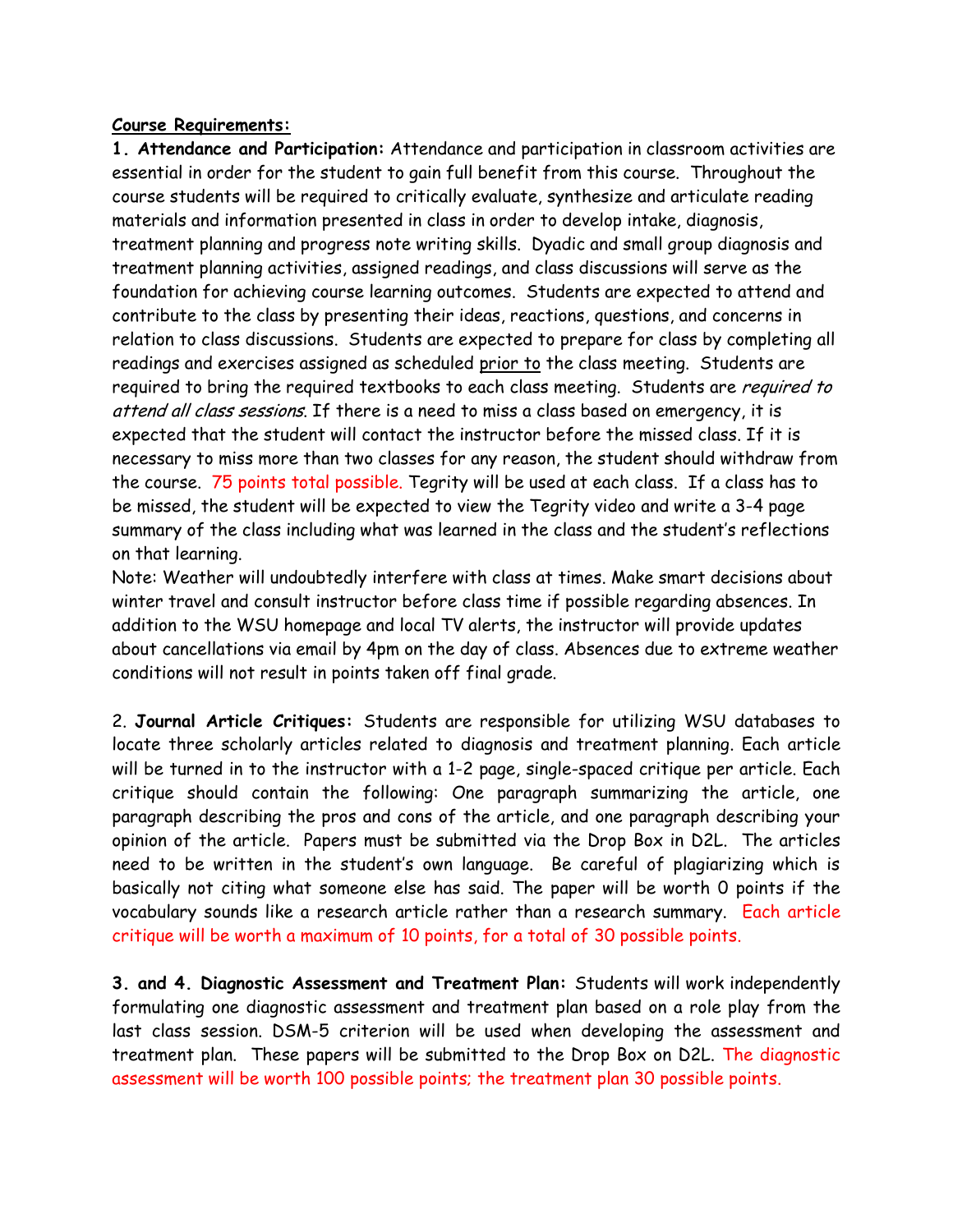**Course Requirements:**

**1. Attendance and Participation:** Attendance and participation in classroom activities are essential in order for the student to gain full benefit from this course. Throughout the course students will be required to critically evaluate, synthesize and articulate reading materials and information presented in class in order to develop intake, diagnosis, treatment planning and progress note writing skills. Dyadic and small group diagnosis and treatment planning activities, assigned readings, and class discussions will serve as the foundation for achieving course learning outcomes. Students are expected to attend and contribute to the class by presenting their ideas, reactions, questions, and concerns in relation to class discussions. Students are expected to prepare for class by completing all readings and exercises assigned as scheduled prior to the class meeting. Students are required to bring the required textbooks to each class meeting. Students are *required to attend all class sessions*. If there is a need to miss a class based on emergency, it is expected that the student will contact the instructor before the missed class. If it is necessary to miss more than two classes for any reason, the student should withdraw from the course. 75 points total possible. Tegrity will be used at each class. If a class has to be missed, the student will be expected to view the Tegrity video and write a 3-4 page summary of the class including what was learned in the class and the student's reflections on that learning.

Note: Weather will undoubtedly interfere with class at times. Make smart decisions about winter travel and consult instructor before class time if possible regarding absences. In addition to the WSU homepage and local TV alerts, the instructor will provide updates about cancellations via email by 4pm on the day of class. Absences due to extreme weather conditions will not result in points taken off final grade.

2. **Journal Article Critiques:** Students are responsible for utilizing WSU databases to locate three scholarly articles related to diagnosis and treatment planning. Each article will be turned in to the instructor with a 1-2 page, single-spaced critique per article. Each critique should contain the following: One paragraph summarizing the article, one paragraph describing the pros and cons of the article, and one paragraph describing your opinion of the article. Papers must be submitted via the Drop Box in D2L. The articles need to be written in the student's own language. Be careful of plagiarizing which is basically not citing what someone else has said. The paper will be worth 0 points if the vocabulary sounds like a research article rather than a research summary. Each article critique will be worth a maximum of 10 points, for a total of 30 possible points.

**3. and 4. Diagnostic Assessment and Treatment Plan:** Students will work independently formulating one diagnostic assessment and treatment plan based on a role play from the last class session. DSM-5 criterion will be used when developing the assessment and treatment plan. These papers will be submitted to the Drop Box on D2L. The diagnostic assessment will be worth 100 possible points; the treatment plan 30 possible points.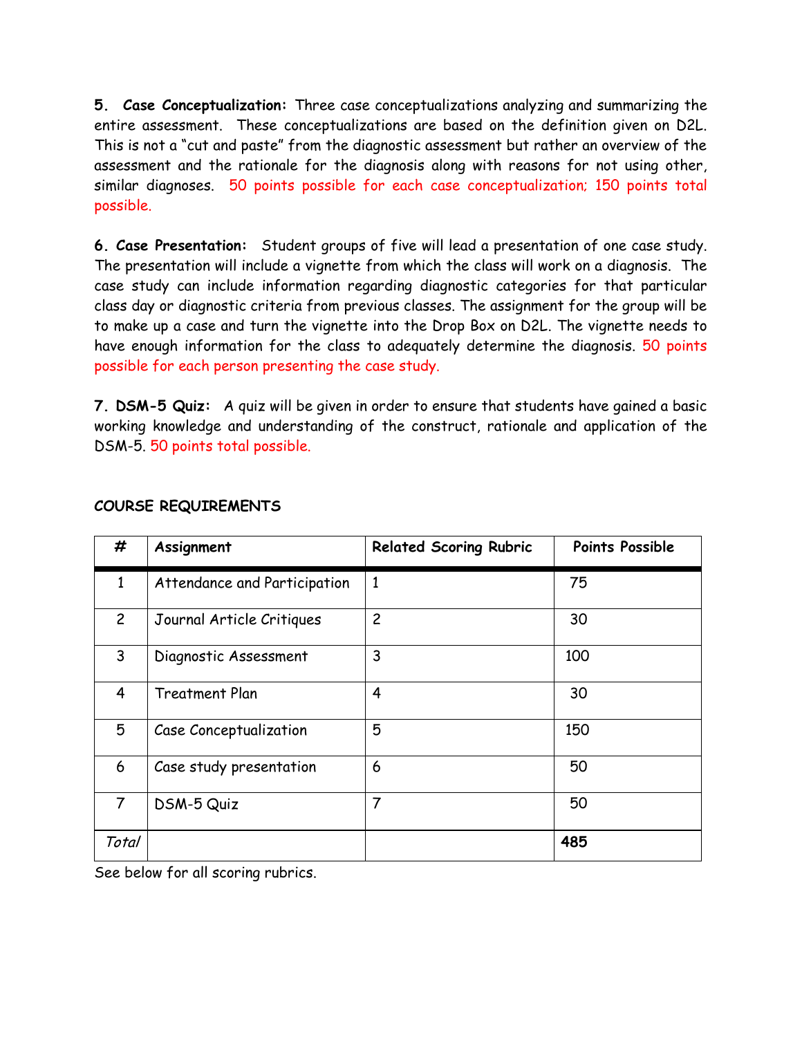**5. Case Conceptualization:** Three case conceptualizations analyzing and summarizing the entire assessment. These conceptualizations are based on the definition given on D2L. This is not a "cut and paste" from the diagnostic assessment but rather an overview of the assessment and the rationale for the diagnosis along with reasons for not using other, similar diagnoses. 50 points possible for each case conceptualization; 150 points total possible.

**6. Case Presentation:** Student groups of five will lead a presentation of one case study. The presentation will include a vignette from which the class will work on a diagnosis. The case study can include information regarding diagnostic categories for that particular class day or diagnostic criteria from previous classes. The assignment for the group will be to make up a case and turn the vignette into the Drop Box on D2L. The vignette needs to have enough information for the class to adequately determine the diagnosis. 50 points possible for each person presenting the case study.

**7. DSM-5 Quiz:** A quiz will be given in order to ensure that students have gained a basic working knowledge and understanding of the construct, rationale and application of the DSM-5. 50 points total possible.

**COURSE REQUIREMENTS**

| # | Assignment | Related Scoring Rubric | Points Possible |
|---|---|---|---|
| 1 | Attendance and Participation | 1 | 75 |
| 2 | Journal Article Critiques | 2 | 30 |
| 3 | Diagnostic Assessment | 3 | 100 |
| 4 | Treatment Plan | 4 | 30 |
| 5 | Case Conceptualization | 5 | 150 |
| 6 | Case study presentation | 6 | 50 |
| 7 | DSM-5 Quiz | 7 | 50 |
| *Total* | | | **485** |

See below for all scoring rubrics.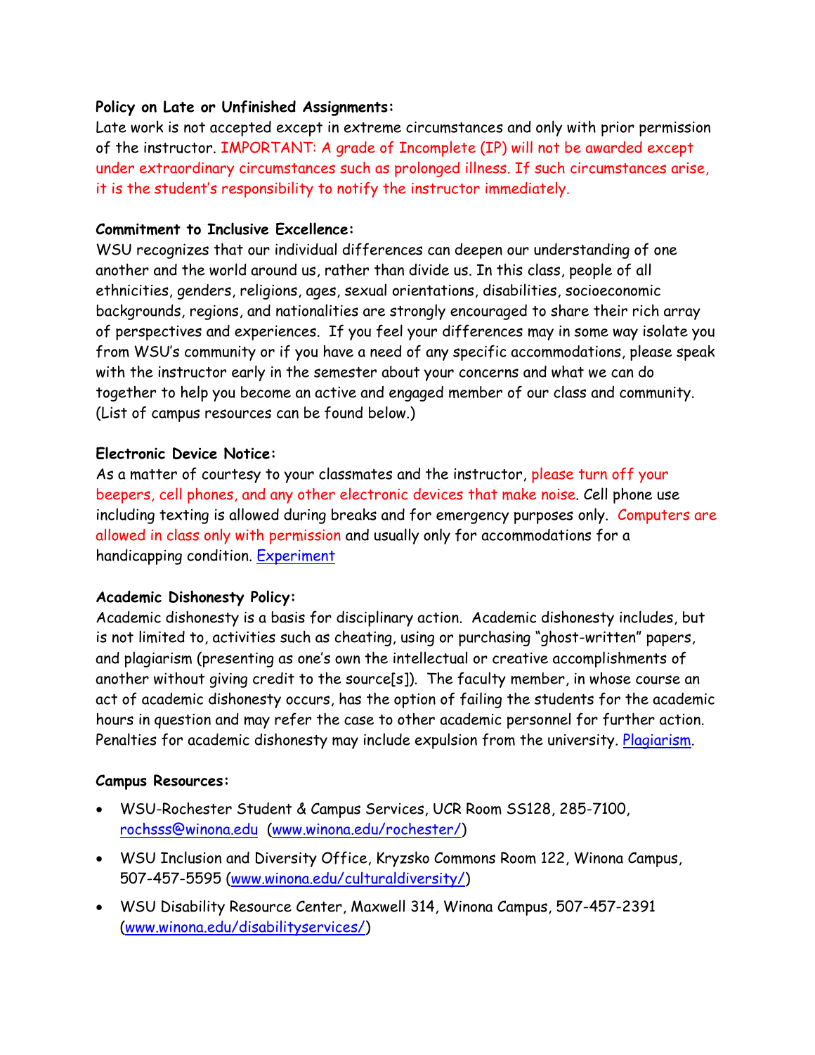**Policy on Late or Unfinished Assignments:**

Late work is not accepted except in extreme circumstances and only with prior permission of the instructor. IMPORTANT: A grade of Incomplete (IP) will not be awarded except under extraordinary circumstances such as prolonged illness. If such circumstances arise, it is the student's responsibility to notify the instructor immediately.

**Commitment to Inclusive Excellence:**

WSU recognizes that our individual differences can deepen our understanding of one another and the world around us, rather than divide us. In this class, people of all ethnicities, genders, religions, ages, sexual orientations, disabilities, socioeconomic backgrounds, regions, and nationalities are strongly encouraged to share their rich array of perspectives and experiences. If you feel your differences may in some way isolate you from WSU's community or if you have a need of any specific accommodations, please speak with the instructor early in the semester about your concerns and what we can do together to help you become an active and engaged member of our class and community. (List of campus resources can be found below.)

**Electronic Device Notice:**

As a matter of courtesy to your classmates and the instructor, please turn off your beepers, cell phones, and any other electronic devices that make noise. Cell phone use including texting is allowed during breaks and for emergency purposes only. Computers are allowed in class only with permission and usually only for accommodations for a handicapping condition. Experiment

**Academic Dishonesty Policy:**

Academic dishonesty is a basis for disciplinary action. Academic dishonesty includes, but is not limited to, activities such as cheating, using or purchasing "ghost-written" papers, and plagiarism (presenting as one's own the intellectual or creative accomplishments of another without giving credit to the source[s]). The faculty member, in whose course an act of academic dishonesty occurs, has the option of failing the students for the academic hours in question and may refer the case to other academic personnel for further action. Penalties for academic dishonesty may include expulsion from the university. Plagiarism.

**Campus Resources:**

- WSU-Rochester Student & Campus Services, UCR Room SS128, 285-7100, rochsss@winona.edu (www.winona.edu/rochester/)
- WSU Inclusion and Diversity Office, Kryzsko Commons Room 122, Winona Campus, 507-457-5595 (www.winona.edu/culturaldiversity/)
- WSU Disability Resource Center, Maxwell 314, Winona Campus, 507-457-2391 (www.winona.edu/disabilityservices/)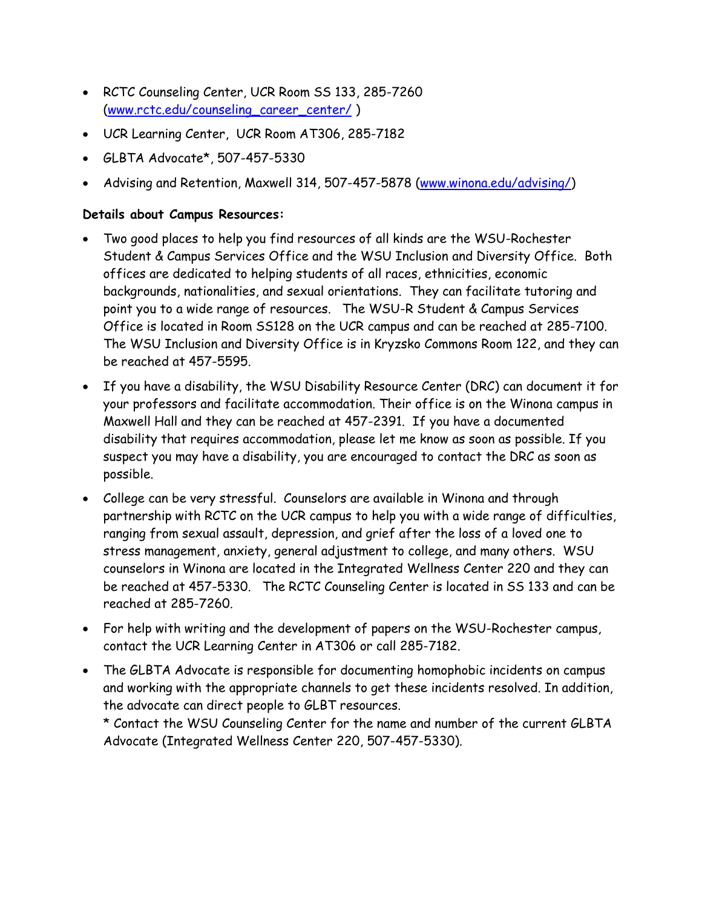- RCTC Counseling Center, UCR Room SS 133, 285-7260 (www.rctc.edu/counseling_career_center/ )
- UCR Learning Center, UCR Room AT306, 285-7182
- GLBTA Advocate*, 507-457-5330
- Advising and Retention, Maxwell 314, 507-457-5878 (www.winona.edu/advising/)

**Details about Campus Resources:**

- Two good places to help you find resources of all kinds are the WSU-Rochester Student & Campus Services Office and the WSU Inclusion and Diversity Office. Both offices are dedicated to helping students of all races, ethnicities, economic backgrounds, nationalities, and sexual orientations. They can facilitate tutoring and point you to a wide range of resources. The WSU-R Student & Campus Services Office is located in Room SS128 on the UCR campus and can be reached at 285-7100. The WSU Inclusion and Diversity Office is in Kryzsko Commons Room 122, and they can be reached at 457-5595.
- If you have a disability, the WSU Disability Resource Center (DRC) can document it for your professors and facilitate accommodation. Their office is on the Winona campus in Maxwell Hall and they can be reached at 457-2391. If you have a documented disability that requires accommodation, please let me know as soon as possible. If you suspect you may have a disability, you are encouraged to contact the DRC as soon as possible.
- College can be very stressful. Counselors are available in Winona and through partnership with RCTC on the UCR campus to help you with a wide range of difficulties, ranging from sexual assault, depression, and grief after the loss of a loved one to stress management, anxiety, general adjustment to college, and many others. WSU counselors in Winona are located in the Integrated Wellness Center 220 and they can be reached at 457-5330. The RCTC Counseling Center is located in SS 133 and can be reached at 285-7260.
- For help with writing and the development of papers on the WSU-Rochester campus, contact the UCR Learning Center in AT306 or call 285-7182.
- The GLBTA Advocate is responsible for documenting homophobic incidents on campus and working with the appropriate channels to get these incidents resolved. In addition, the advocate can direct people to GLBT resources.
  * Contact the WSU Counseling Center for the name and number of the current GLBTA Advocate (Integrated Wellness Center 220, 507-457-5330).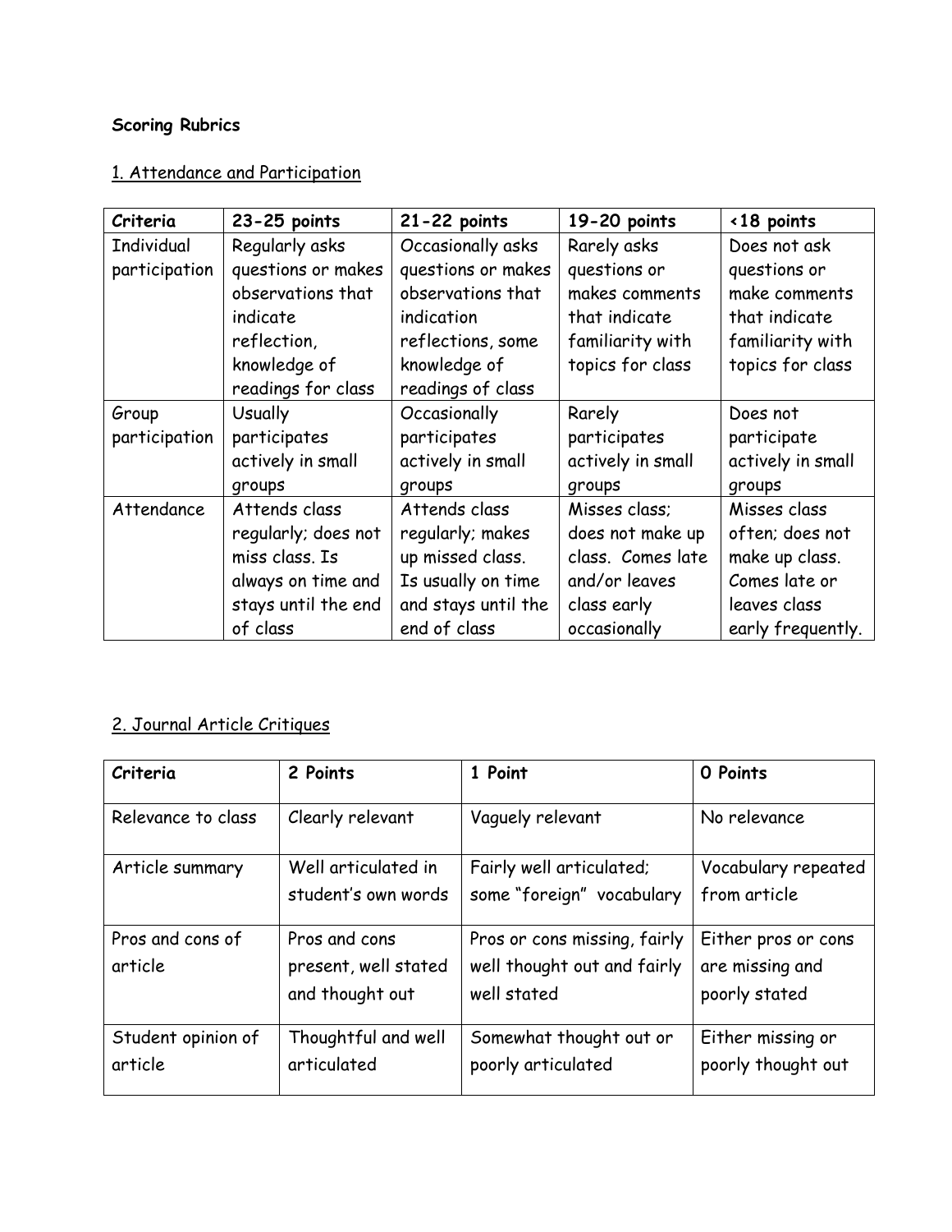**Scoring Rubrics**

1. Attendance and Participation

| Criteria | 23-25 points | 21-22 points | 19-20 points | <18 points |
|---|---|---|---|---|
| Individual participation | Regularly asks questions or makes observations that indicate reflection, knowledge of readings for class | Occasionally asks questions or makes observations that indication reflections, some knowledge of readings of class | Rarely asks questions or makes comments that indicate familiarity with topics for class | Does not ask questions or make comments that indicate familiarity with topics for class |
| Group participation | Usually participates actively in small groups | Occasionally participates actively in small groups | Rarely participates actively in small groups | Does not participate actively in small groups |
| Attendance | Attends class regularly; does not miss class. Is always on time and stays until the end of class | Attends class regularly; makes up missed class. Is usually on time and stays until the end of class | Misses class; does not make up class. Comes late and/or leaves class early occasionally | Misses class often; does not make up class. Comes late or leaves class early frequently. |

2. Journal Article Critiques

| Criteria | 2 Points | 1 Point | 0 Points |
|---|---|---|---|
| Relevance to class | Clearly relevant | Vaguely relevant | No relevance |
| Article summary | Well articulated in student's own words | Fairly well articulated; some "foreign" vocabulary | Vocabulary repeated from article |
| Pros and cons of article | Pros and cons present, well stated and thought out | Pros or cons missing, fairly well thought out and fairly well stated | Either pros or cons are missing and poorly stated |
| Student opinion of article | Thoughtful and well articulated | Somewhat thought out or poorly articulated | Either missing or poorly thought out |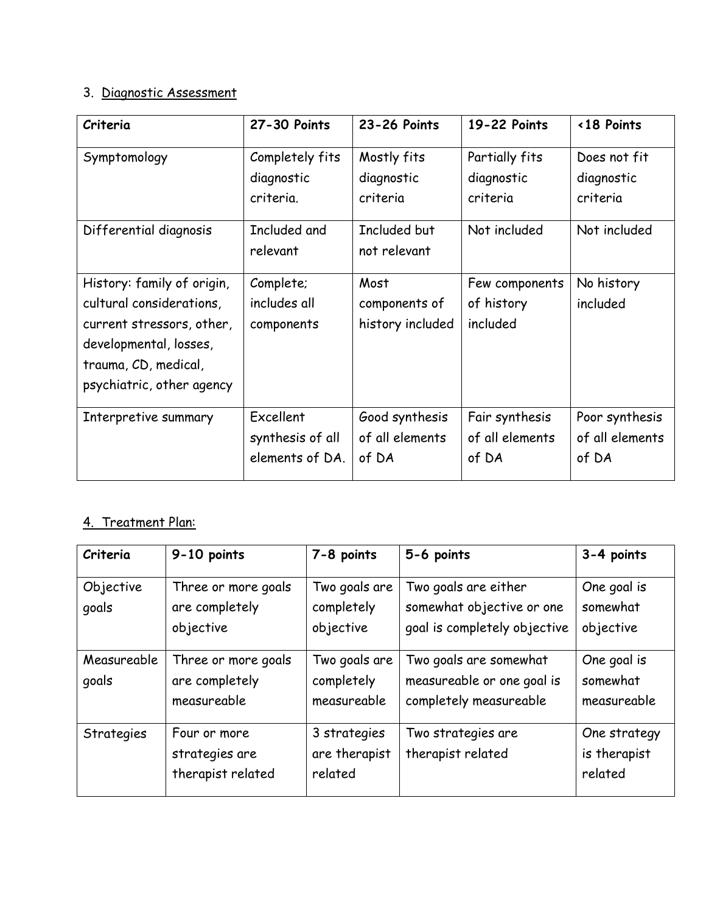3. Diagnostic Assessment

| Criteria | 27-30 Points | 23-26 Points | 19-22 Points | <18 Points |
|---|---|---|---|---|
| Symptomology | Completely fits diagnostic criteria. | Mostly fits diagnostic criteria | Partially fits diagnostic criteria | Does not fit diagnostic criteria |
| Differential diagnosis | Included and relevant | Included but not relevant | Not included | Not included |
| History: family of origin, cultural considerations, current stressors, other, developmental, losses, trauma, CD, medical, psychiatric, other agency | Complete; includes all components | Most components of history included | Few components of history included | No history included |
| Interpretive summary | Excellent synthesis of all elements of DA. | Good synthesis of all elements of DA | Fair synthesis of all elements of DA | Poor synthesis of all elements of DA |

4. Treatment Plan:

| Criteria | 9-10 points | 7-8 points | 5-6 points | 3-4 points |
|---|---|---|---|---|
| Objective goals | Three or more goals are completely objective | Two goals are completely objective | Two goals are either somewhat objective or one goal is completely objective | One goal is somewhat objective |
| Measureable goals | Three or more goals are completely measureable | Two goals are completely measureable | Two goals are somewhat measureable or one goal is completely measureable | One goal is somewhat measureable |
| Strategies | Four or more strategies are therapist related | 3 strategies are therapist related | Two strategies are therapist related | One strategy is therapist related |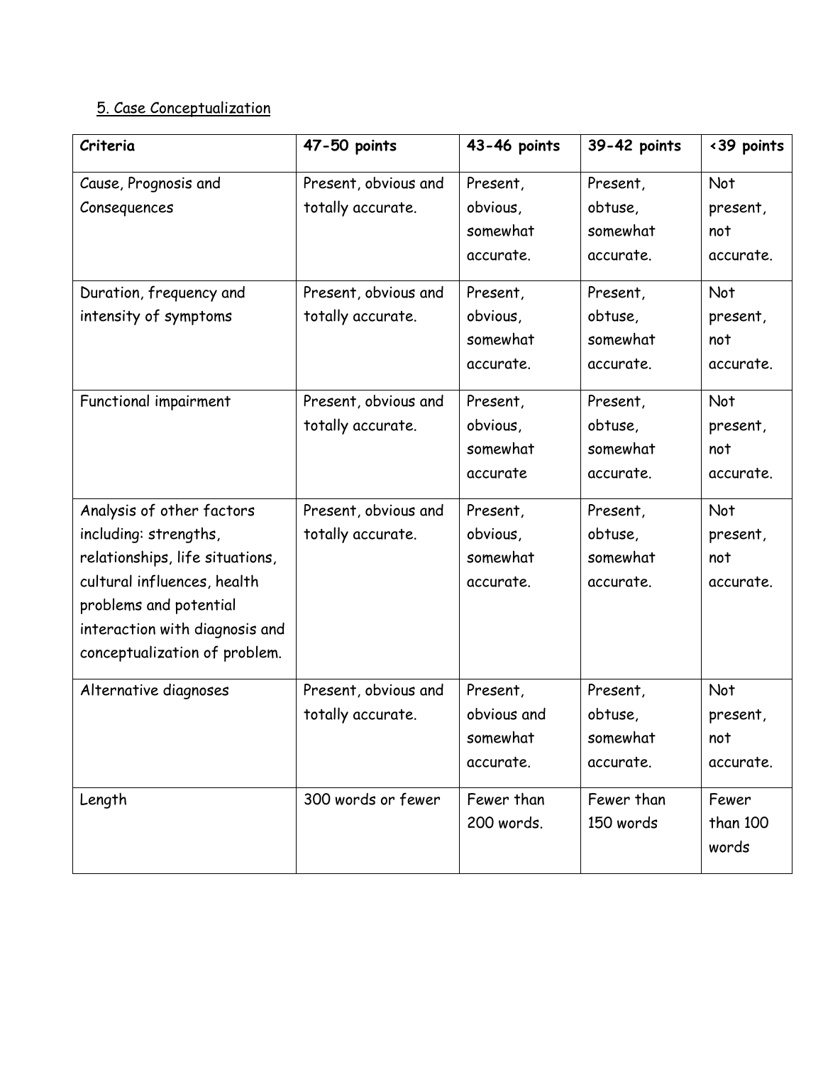5. Case Conceptualization

| Criteria | 47-50 points | 43-46 points | 39-42 points | <39 points |
| --- | --- | --- | --- | --- |
| Cause, Prognosis and Consequences | Present, obvious and totally accurate. | Present, obvious, somewhat accurate. | Present, obtuse, somewhat accurate. | Not present, not accurate. |
| Duration, frequency and intensity of symptoms | Present, obvious and totally accurate. | Present, obvious, somewhat accurate. | Present, obtuse, somewhat accurate. | Not present, not accurate. |
| Functional impairment | Present, obvious and totally accurate. | Present, obvious, somewhat accurate | Present, obtuse, somewhat accurate. | Not present, not accurate. |
| Analysis of other factors including: strengths, relationships, life situations, cultural influences, health problems and potential interaction with diagnosis and conceptualization of problem. | Present, obvious and totally accurate. | Present, obvious, somewhat accurate. | Present, obtuse, somewhat accurate. | Not present, not accurate. |
| Alternative diagnoses | Present, obvious and totally accurate. | Present, obvious and somewhat accurate. | Present, obtuse, somewhat accurate. | Not present, not accurate. |
| Length | 300 words or fewer | Fewer than 200 words. | Fewer than 150 words | Fewer than 100 words |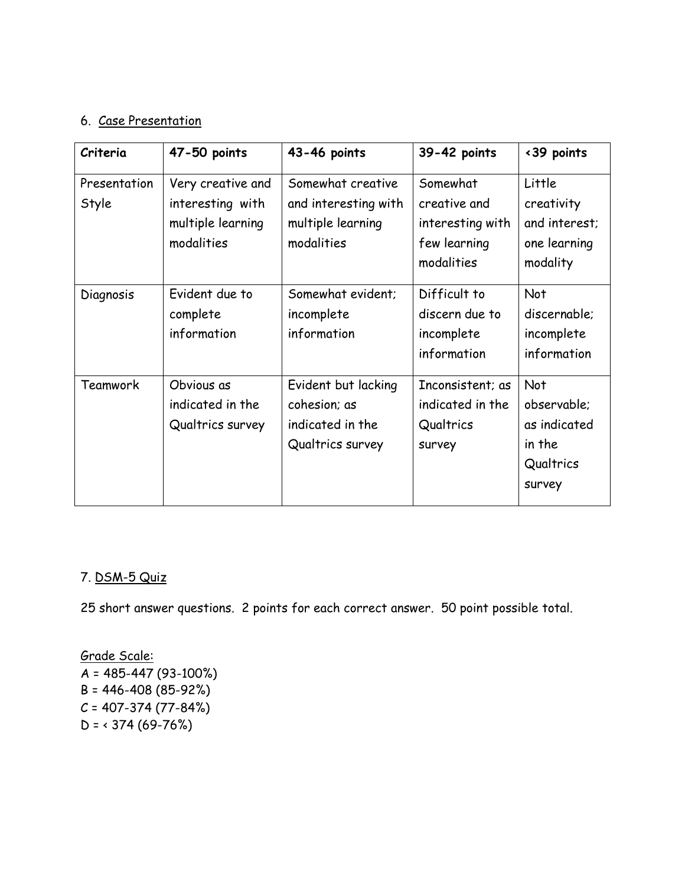6. <u>Case Presentation</u>

| Criteria | 47-50 points | 43-46 points | 39-42 points | <39 points |
|---|---|---|---|---|
| Presentation Style | Very creative and interesting with multiple learning modalities | Somewhat creative and interesting with multiple learning modalities | Somewhat creative and interesting with few learning modalities | Little creativity and interest; one learning modality |
| Diagnosis | Evident due to complete information | Somewhat evident; incomplete information | Difficult to discern due to incomplete information | Not discernable; incomplete information |
| Teamwork | Obvious as indicated in the Qualtrics survey | Evident but lacking cohesion; as indicated in the Qualtrics survey | Inconsistent; as indicated in the Qualtrics survey | Not observable; as indicated in the Qualtrics survey |

7. <u>DSM-5 Quiz</u>

25 short answer questions. 2 points for each correct answer. 50 point possible total.

<u>Grade Scale:</u>
A = 485-447 (93-100%)
B = 446-408 (85-92%)
C = 407-374 (77-84%)
D = < 374 (69-76%)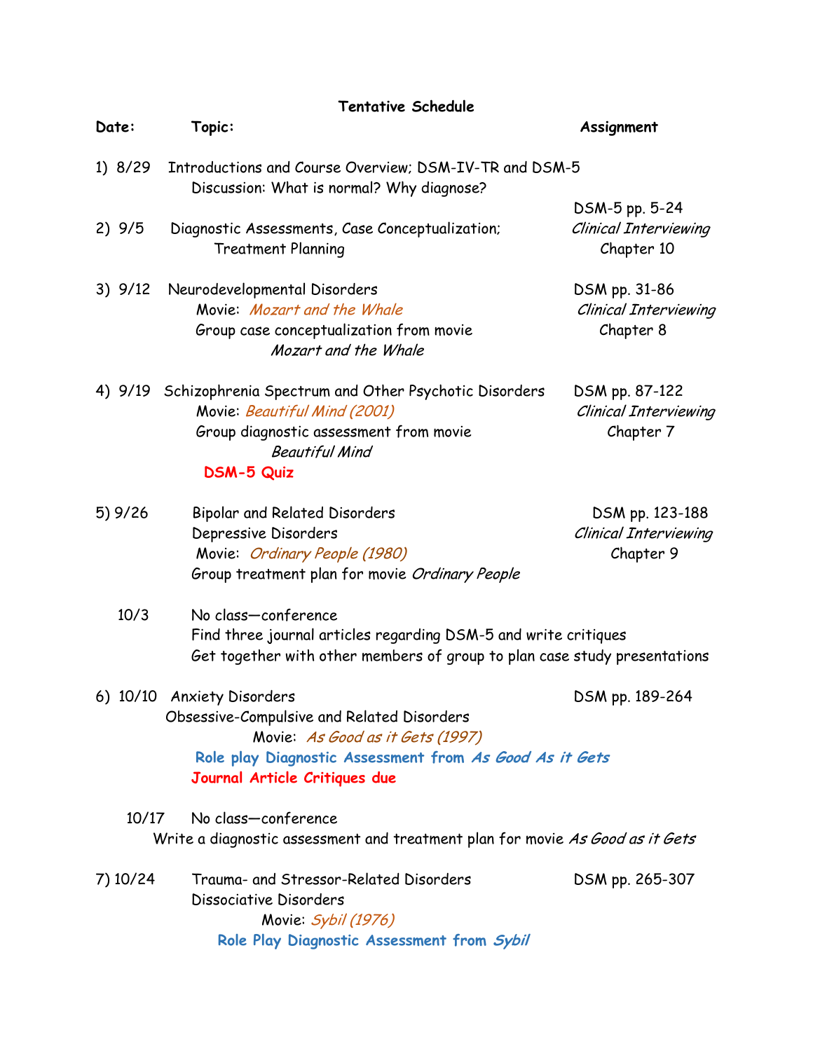## Tentative Schedule

| Date: | Topic: | Assignment |
|---|---|---|
| 1) 8/29 | Introductions and Course Overview; DSM-IV-TR and DSM-5<br>Discussion: What is normal? Why diagnose? | |
| 2) 9/5 | Diagnostic Assessments, Case Conceptualization;<br>Treatment Planning | DSM-5 pp. 5-24<br>*Clinical Interviewing*<br>Chapter 10 |
| 3) 9/12 | Neurodevelopmental Disorders<br>Movie: *Mozart and the Whale*<br>Group case conceptualization from movie *Mozart and the Whale* | DSM pp. 31-86<br>*Clinical Interviewing*<br>Chapter 8 |
| 4) 9/19 | Schizophrenia Spectrum and Other Psychotic Disorders<br>Movie: *Beautiful Mind (2001)*<br>Group diagnostic assessment from movie *Beautiful Mind*<br>**DSM-5 Quiz** | DSM pp. 87-122<br>*Clinical Interviewing*<br>Chapter 7 |
| 5) 9/26 | Bipolar and Related Disorders<br>Depressive Disorders<br>Movie: *Ordinary People (1980)*<br>Group treatment plan for movie *Ordinary People* | DSM pp. 123-188<br>*Clinical Interviewing*<br>Chapter 9 |
| 10/3 | No class—conference<br>Find three journal articles regarding DSM-5 and write critiques<br>Get together with other members of group to plan case study presentations | |
| 6) 10/10 | Anxiety Disorders<br>Obsessive-Compulsive and Related Disorders<br>Movie: *As Good as it Gets (1997)*<br>**Role play Diagnostic Assessment from *As Good As it Gets***<br>**Journal Article Critiques due** | DSM pp. 189-264 |
| 10/17 | No class—conference<br>Write a diagnostic assessment and treatment plan for movie *As Good as it Gets* | |
| 7) 10/24 | Trauma- and Stressor-Related Disorders<br>Dissociative Disorders<br>Movie: *Sybil (1976)*<br>**Role Play Diagnostic Assessment from *Sybil*** | DSM pp. 265-307 |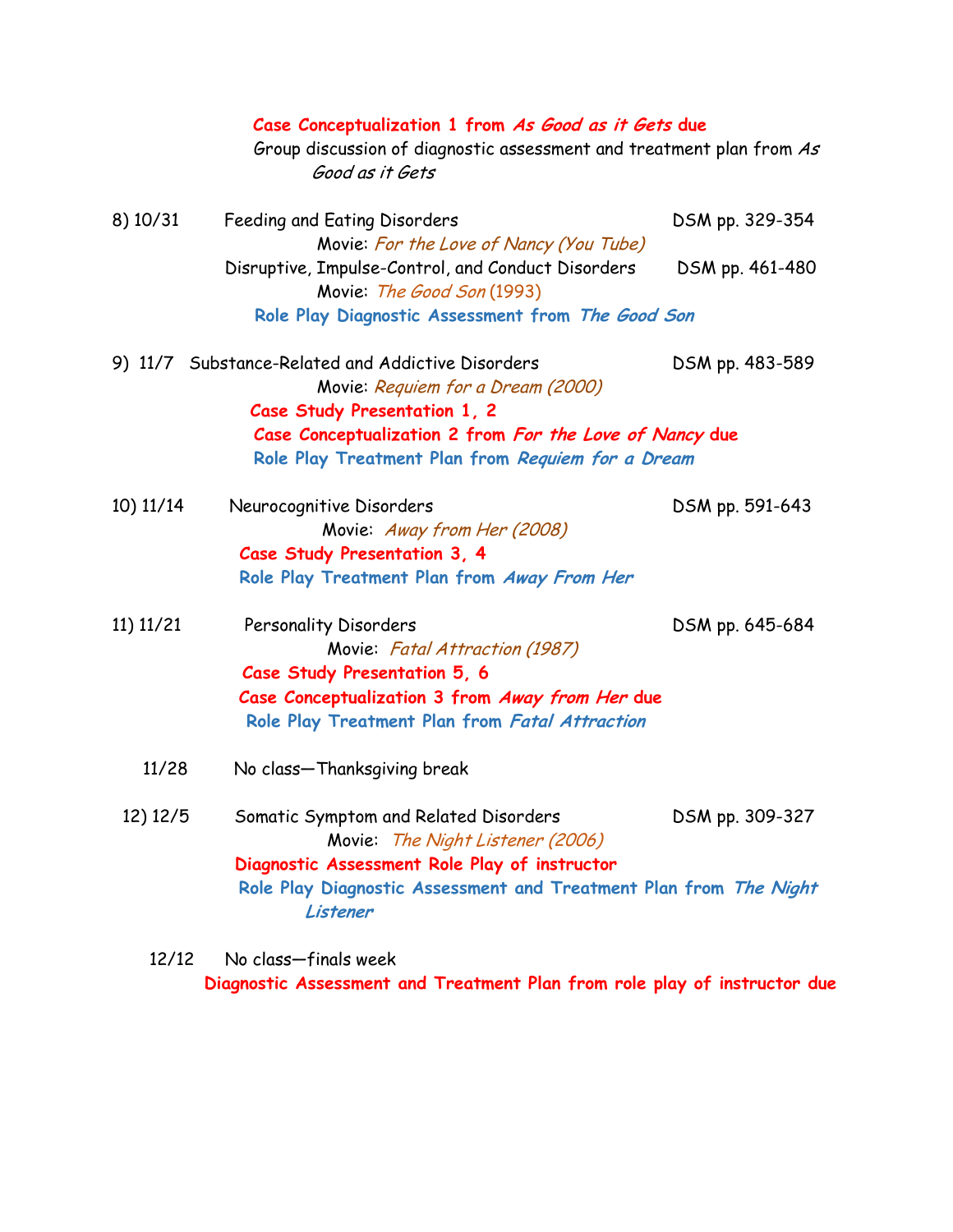**Case Conceptualization 1 from *As Good as it Gets* due**

Group discussion of diagnostic assessment and treatment plan from *As Good as it Gets*

8) 10/31 Feeding and Eating Disorders DSM pp. 329-354

Movie: *For the Love of Nancy (You Tube)*

Disruptive, Impulse-Control, and Conduct Disorders DSM pp. 461-480

Movie: *The Good Son* (1993)

**Role Play Diagnostic Assessment from *The Good Son***

9) 11/7 Substance-Related and Addictive Disorders DSM pp. 483-589

Movie: *Requiem for a Dream (2000)*

**Case Study Presentation 1, 2**

**Case Conceptualization 2 from *For the Love of Nancy* due**

**Role Play Treatment Plan from *Requiem for a Dream***

10) 11/14 Neurocognitive Disorders DSM pp. 591-643

Movie: *Away from Her (2008)*

**Case Study Presentation 3, 4**

**Role Play Treatment Plan from *Away From Her***

11) 11/21 Personality Disorders DSM pp. 645-684

Movie: *Fatal Attraction (1987)*

**Case Study Presentation 5, 6**

**Case Conceptualization 3 from *Away from Her* due**

**Role Play Treatment Plan from *Fatal Attraction***

11/28 No class—Thanksgiving break

12) 12/5 Somatic Symptom and Related Disorders DSM pp. 309-327

Movie: *The Night Listener (2006)*

**Diagnostic Assessment Role Play of instructor**

**Role Play Diagnostic Assessment and Treatment Plan from *The Night Listener***

12/12 No class—finals week

**Diagnostic Assessment and Treatment Plan from role play of instructor due**